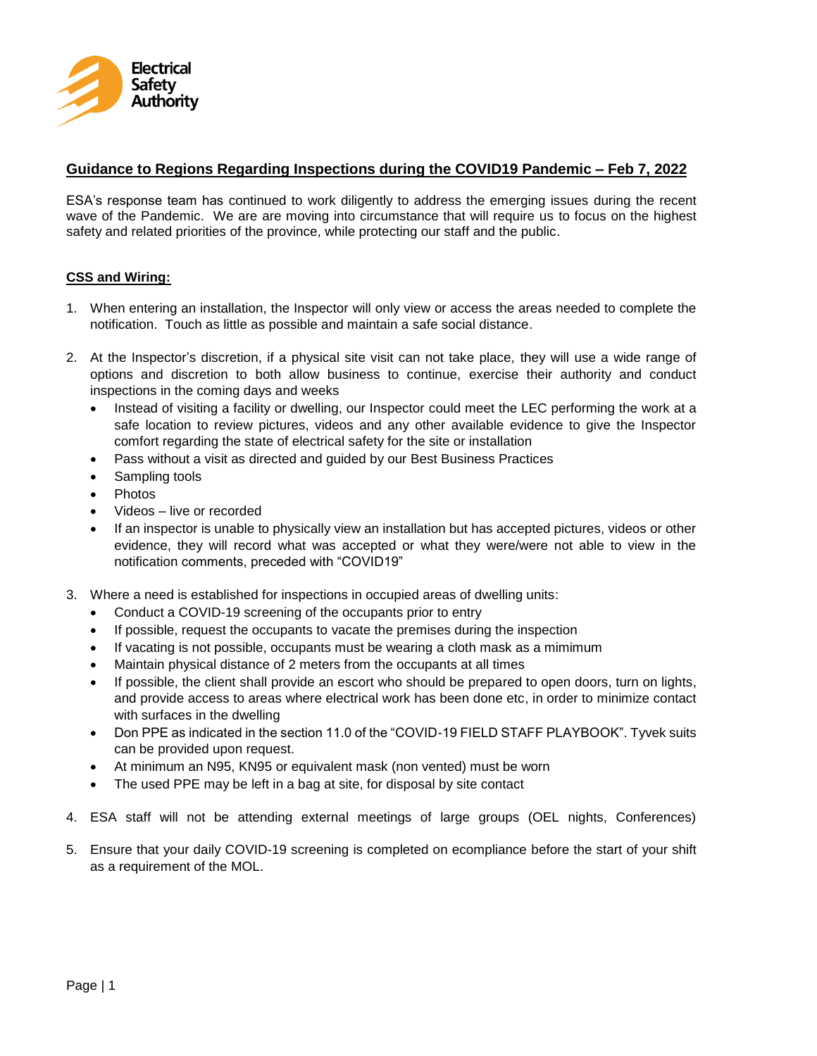Electrical Safety Authority

## Guidance to Regions Regarding Inspections during the COVID19 Pandemic – Feb 7, 2022

ESA's response team has continued to work diligently to address the emerging issues during the recent wave of the Pandemic. We are are moving into circumstance that will require us to focus on the highest safety and related priorities of the province, while protecting our staff and the public.

### CSS and Wiring:

1. When entering an installation, the Inspector will only view or access the areas needed to complete the notification. Touch as little as possible and maintain a safe social distance.

2. At the Inspector's discretion, if a physical site visit can not take place, they will use a wide range of options and discretion to both allow business to continue, exercise their authority and conduct inspections in the coming days and weeks
   - Instead of visiting a facility or dwelling, our Inspector could meet the LEC performing the work at a safe location to review pictures, videos and any other available evidence to give the Inspector comfort regarding the state of electrical safety for the site or installation
   - Pass without a visit as directed and guided by our Best Business Practices
   - Sampling tools
   - Photos
   - Videos – live or recorded
   - If an inspector is unable to physically view an installation but has accepted pictures, videos or other evidence, they will record what was accepted or what they were/were not able to view in the notification comments, preceded with "COVID19"

3. Where a need is established for inspections in occupied areas of dwelling units:
   - Conduct a COVID-19 screening of the occupants prior to entry
   - If possible, request the occupants to vacate the premises during the inspection
   - If vacating is not possible, occupants must be wearing a cloth mask as a mimimum
   - Maintain physical distance of 2 meters from the occupants at all times
   - If possible, the client shall provide an escort who should be prepared to open doors, turn on lights, and provide access to areas where electrical work has been done etc, in order to minimize contact with surfaces in the dwelling
   - Don PPE as indicated in the section 11.0 of the "COVID-19 FIELD STAFF PLAYBOOK". Tyvek suits can be provided upon request.
   - At minimum an N95, KN95 or equivalent mask (non vented) must be worn
   - The used PPE may be left in a bag at site, for disposal by site contact

4. ESA staff will not be attending external meetings of large groups (OEL nights, Conferences)

5. Ensure that your daily COVID-19 screening is completed on ecompliance before the start of your shift as a requirement of the MOL.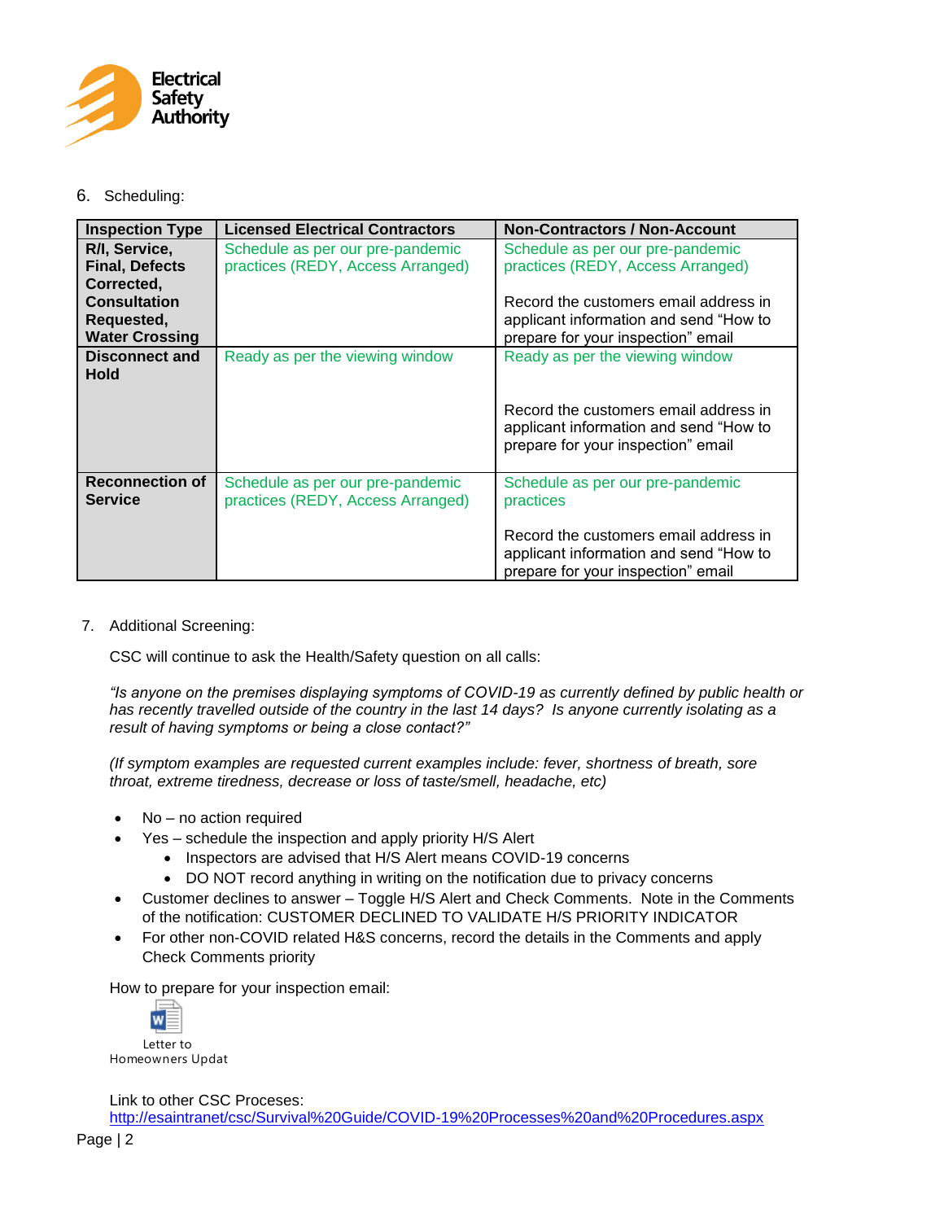6. Scheduling:

| Inspection Type | Licensed Electrical Contractors | Non-Contractors / Non-Account |
|---|---|---|
| **R/I, Service, Final, Defects Corrected, Consultation Requested, Water Crossing** | Schedule as per our pre-pandemic practices (REDY, Access Arranged) | Schedule as per our pre-pandemic practices (REDY, Access Arranged)<br><br>Record the customers email address in applicant information and send "How to prepare for your inspection" email |
| **Disconnect and Hold** | Ready as per the viewing window | Ready as per the viewing window<br><br>Record the customers email address in applicant information and send "How to prepare for your inspection" email |
| **Reconnection of Service** | Schedule as per our pre-pandemic practices (REDY, Access Arranged) | Schedule as per our pre-pandemic practices<br><br>Record the customers email address in applicant information and send "How to prepare for your inspection" email |

7. Additional Screening:

CSC will continue to ask the Health/Safety question on all calls:

*"Is anyone on the premises displaying symptoms of COVID-19 as currently defined by public health or has recently travelled outside of the country in the last 14 days? Is anyone currently isolating as a result of having symptoms or being a close contact?"*

*(If symptom examples are requested current examples include: fever, shortness of breath, sore throat, extreme tiredness, decrease or loss of taste/smell, headache, etc)*

- No – no action required
- Yes – schedule the inspection and apply priority H/S Alert
  - Inspectors are advised that H/S Alert means COVID-19 concerns
  - DO NOT record anything in writing on the notification due to privacy concerns
- Customer declines to answer – Toggle H/S Alert and Check Comments. Note in the Comments of the notification: CUSTOMER DECLINED TO VALIDATE H/S PRIORITY INDICATOR
- For other non-COVID related H&S concerns, record the details in the Comments and apply Check Comments priority

How to prepare for your inspection email:

Letter to Homeowners Updat

Link to other CSC Proceses:
[http://esaintranet/csc/Survival%20Guide/COVID-19%20Processes%20and%20Procedures.aspx](http://esaintranet/csc/Survival%20Guide/COVID-19%20Processes%20and%20Procedures.aspx)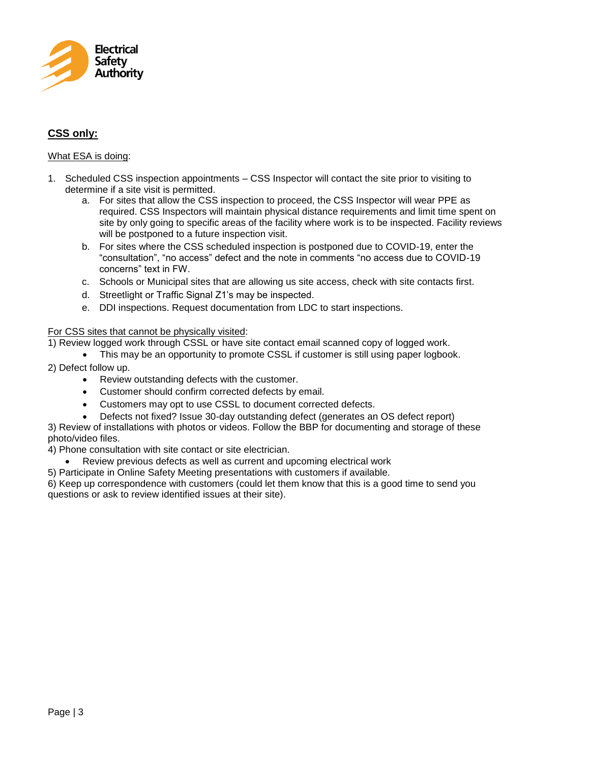**<u>CSS only:</u>**

<u>What ESA is doing</u>:

1. Scheduled CSS inspection appointments – CSS Inspector will contact the site prior to visiting to determine if a site visit is permitted.
   a. For sites that allow the CSS inspection to proceed, the CSS Inspector will wear PPE as required. CSS Inspectors will maintain physical distance requirements and limit time spent on site by only going to specific areas of the facility where work is to be inspected. Facility reviews will be postponed to a future inspection visit.
   b. For sites where the CSS scheduled inspection is postponed due to COVID-19, enter the "consultation", "no access" defect and the note in comments "no access due to COVID-19 concerns" text in FW.
   c. Schools or Municipal sites that are allowing us site access, check with site contacts first.
   d. Streetlight or Traffic Signal Z1's may be inspected.
   e. DDI inspections. Request documentation from LDC to start inspections.

<u>For CSS sites that cannot be physically visited</u>:

1) Review logged work through CSSL or have site contact email scanned copy of logged work.
   - This may be an opportunity to promote CSSL if customer is still using paper logbook.

2) Defect follow up.
   - Review outstanding defects with the customer.
   - Customer should confirm corrected defects by email.
   - Customers may opt to use CSSL to document corrected defects.
   - Defects not fixed? Issue 30-day outstanding defect (generates an OS defect report)

3) Review of installations with photos or videos. Follow the BBP for documenting and storage of these photo/video files.

4) Phone consultation with site contact or site electrician.
   - Review previous defects as well as current and upcoming electrical work

5) Participate in Online Safety Meeting presentations with customers if available.

6) Keep up correspondence with customers (could let them know that this is a good time to send you questions or ask to review identified issues at their site).